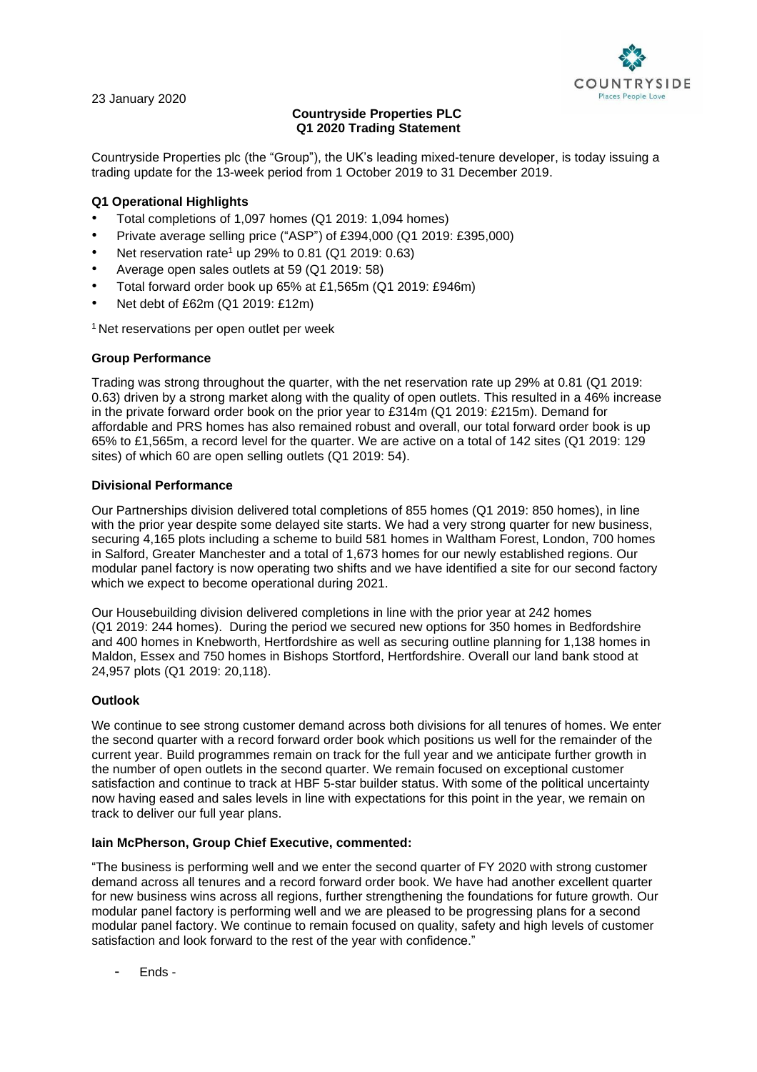23 January 2020

**Countryside Properties PLC**
**Q1 2020 Trading Statement**

Countryside Properties plc (the "Group"), the UK's leading mixed-tenure developer, is today issuing a trading update for the 13-week period from 1 October 2019 to 31 December 2019.

### Q1 Operational Highlights

- Total completions of 1,097 homes (Q1 2019: 1,094 homes)
- Private average selling price ("ASP") of £394,000 (Q1 2019: £395,000)
- Net reservation rate[1] up 29% to 0.81 (Q1 2019: 0.63)
- Average open sales outlets at 59 (Q1 2019: 58)
- Total forward order book up 65% at £1,565m (Q1 2019: £946m)
- Net debt of £62m (Q1 2019: £12m)

[1] Net reservations per open outlet per week

### Group Performance

Trading was strong throughout the quarter, with the net reservation rate up 29% at 0.81 (Q1 2019: 0.63) driven by a strong market along with the quality of open outlets. This resulted in a 46% increase in the private forward order book on the prior year to £314m (Q1 2019: £215m). Demand for affordable and PRS homes has also remained robust and overall, our total forward order book is up 65% to £1,565m, a record level for the quarter. We are active on a total of 142 sites (Q1 2019: 129 sites) of which 60 are open selling outlets (Q1 2019: 54).

### Divisional Performance

Our Partnerships division delivered total completions of 855 homes (Q1 2019: 850 homes), in line with the prior year despite some delayed site starts. We had a very strong quarter for new business, securing 4,165 plots including a scheme to build 581 homes in Waltham Forest, London, 700 homes in Salford, Greater Manchester and a total of 1,673 homes for our newly established regions. Our modular panel factory is now operating two shifts and we have identified a site for our second factory which we expect to become operational during 2021.

Our Housebuilding division delivered completions in line with the prior year at 242 homes (Q1 2019: 244 homes). During the period we secured new options for 350 homes in Bedfordshire and 400 homes in Knebworth, Hertfordshire as well as securing outline planning for 1,138 homes in Maldon, Essex and 750 homes in Bishops Stortford, Hertfordshire. Overall our land bank stood at 24,957 plots (Q1 2019: 20,118).

### Outlook

We continue to see strong customer demand across both divisions for all tenures of homes. We enter the second quarter with a record forward order book which positions us well for the remainder of the current year. Build programmes remain on track for the full year and we anticipate further growth in the number of open outlets in the second quarter. We remain focused on exceptional customer satisfaction and continue to track at HBF 5-star builder status. With some of the political uncertainty now having eased and sales levels in line with expectations for this point in the year, we remain on track to deliver our full year plans.

**Iain McPherson, Group Chief Executive, commented:**

"The business is performing well and we enter the second quarter of FY 2020 with strong customer demand across all tenures and a record forward order book. We have had another excellent quarter for new business wins across all regions, further strengthening the foundations for future growth. Our modular panel factory is performing well and we are pleased to be progressing plans for a second modular panel factory. We continue to remain focused on quality, safety and high levels of customer satisfaction and look forward to the rest of the year with confidence."

- Ends -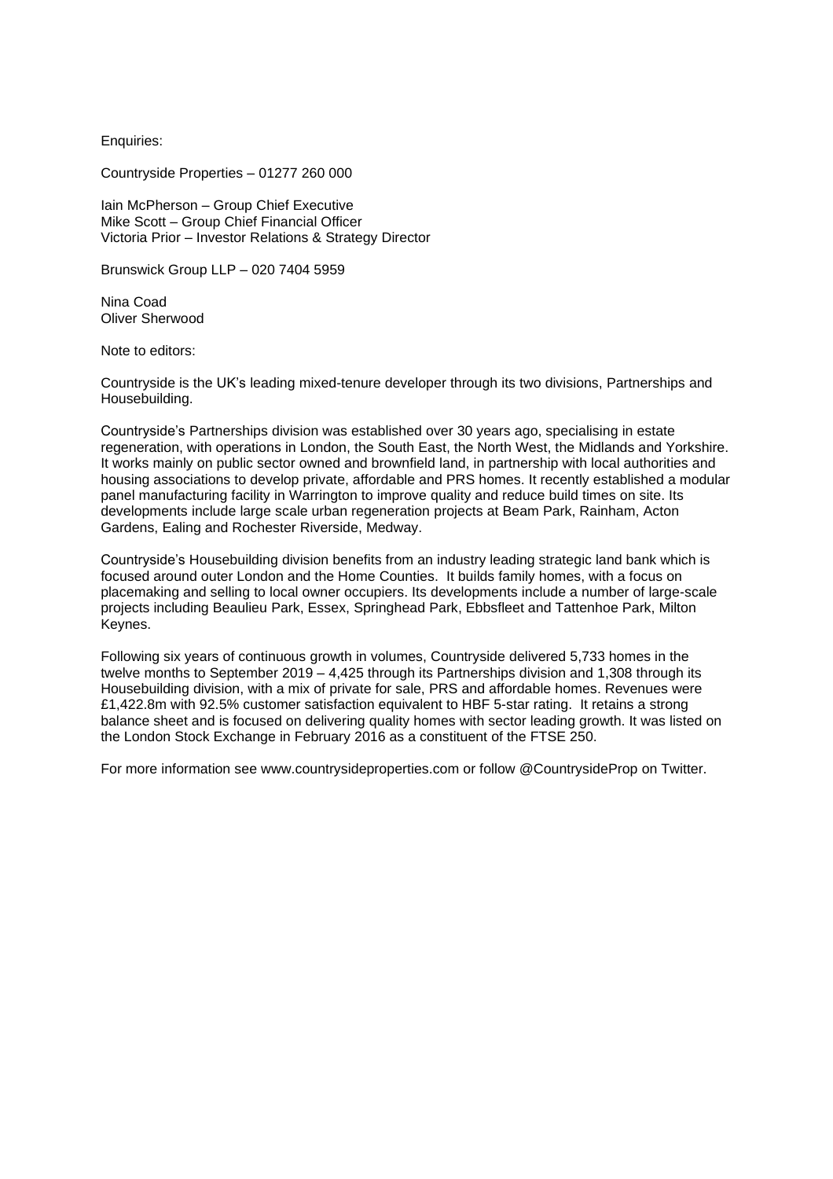Enquiries:

Countryside Properties – 01277 260 000

Iain McPherson – Group Chief Executive
Mike Scott – Group Chief Financial Officer
Victoria Prior – Investor Relations & Strategy Director

Brunswick Group LLP – 020 7404 5959

Nina Coad
Oliver Sherwood

Note to editors:

Countryside is the UK's leading mixed-tenure developer through its two divisions, Partnerships and Housebuilding.

Countryside's Partnerships division was established over 30 years ago, specialising in estate regeneration, with operations in London, the South East, the North West, the Midlands and Yorkshire. It works mainly on public sector owned and brownfield land, in partnership with local authorities and housing associations to develop private, affordable and PRS homes. It recently established a modular panel manufacturing facility in Warrington to improve quality and reduce build times on site. Its developments include large scale urban regeneration projects at Beam Park, Rainham, Acton Gardens, Ealing and Rochester Riverside, Medway.

Countryside's Housebuilding division benefits from an industry leading strategic land bank which is focused around outer London and the Home Counties. It builds family homes, with a focus on placemaking and selling to local owner occupiers. Its developments include a number of large-scale projects including Beaulieu Park, Essex, Springhead Park, Ebbsfleet and Tattenhoe Park, Milton Keynes.

Following six years of continuous growth in volumes, Countryside delivered 5,733 homes in the twelve months to September 2019 – 4,425 through its Partnerships division and 1,308 through its Housebuilding division, with a mix of private for sale, PRS and affordable homes. Revenues were £1,422.8m with 92.5% customer satisfaction equivalent to HBF 5-star rating. It retains a strong balance sheet and is focused on delivering quality homes with sector leading growth. It was listed on the London Stock Exchange in February 2016 as a constituent of the FTSE 250.

For more information see www.countrysideproperties.com or follow @CountrysideProp on Twitter.